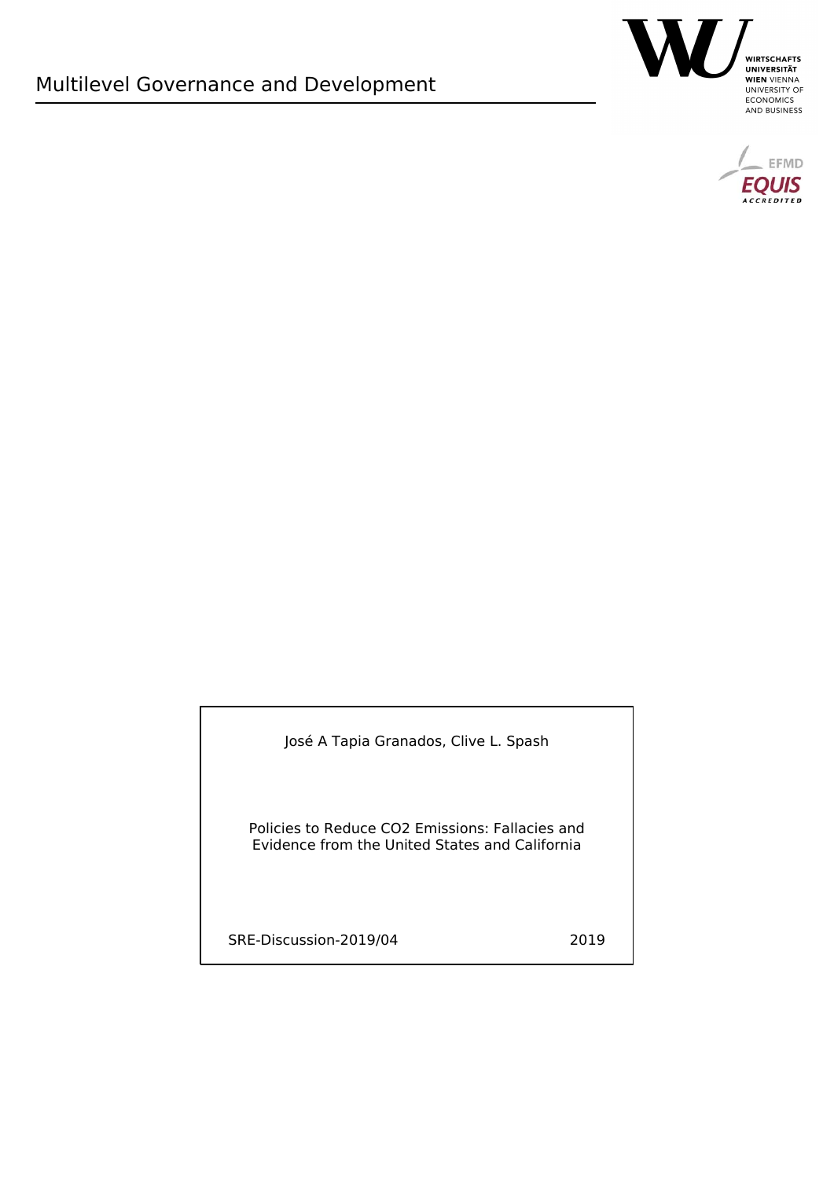Multilevel Governance and Development

WIRTSCHAFTS UNIVERSITÄT WIEN VIENNA UNIVERSITY OF ECONOMICS AND BUSINESS

EFMD EQUIS ACCREDITED

José A Tapia Granados, Clive L. Spash

Policies to Reduce CO2 Emissions: Fallacies and Evidence from the United States and California

SRE-Discussion-2019/04

2019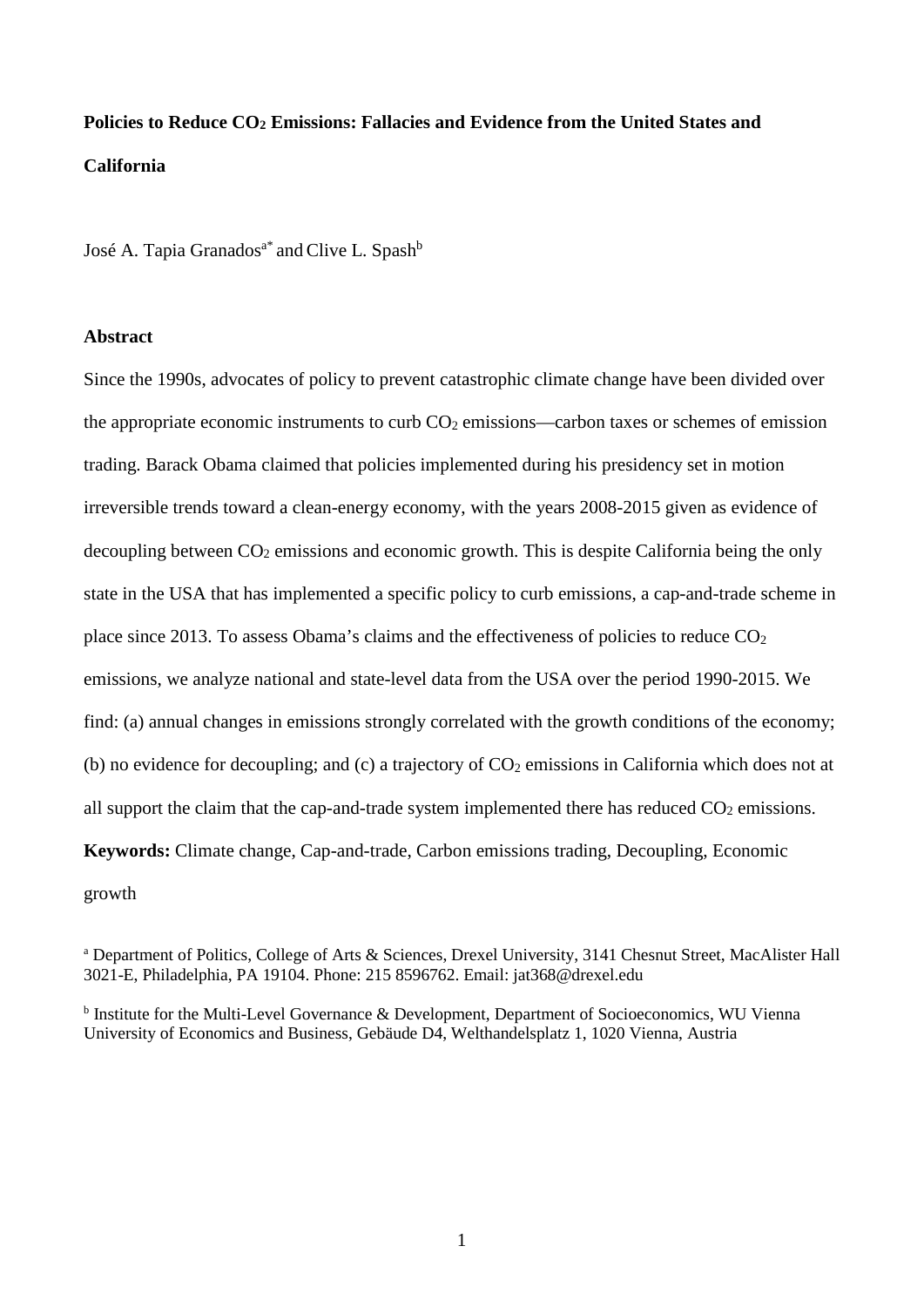**Policies to Reduce $CO_2$ Emissions: Fallacies and Evidence from the United States and California**

José A. Tapia Granados[a*] and Clive L. Spash[b]

**Abstract**

Since the 1990s, advocates of policy to prevent catastrophic climate change have been divided over the appropriate economic instruments to curb $CO_2$ emissions—carbon taxes or schemes of emission trading. Barack Obama claimed that policies implemented during his presidency set in motion irreversible trends toward a clean-energy economy, with the years 2008-2015 given as evidence of decoupling between $CO_2$ emissions and economic growth. This is despite California being the only state in the USA that has implemented a specific policy to curb emissions, a cap-and-trade scheme in place since 2013. To assess Obama's claims and the effectiveness of policies to reduce $CO_2$ emissions, we analyze national and state-level data from the USA over the period 1990-2015. We find: (a) annual changes in emissions strongly correlated with the growth conditions of the economy; (b) no evidence for decoupling; and (c) a trajectory of $CO_2$ emissions in California which does not at all support the claim that the cap-and-trade system implemented there has reduced $CO_2$ emissions.

**Keywords:** Climate change, Cap-and-trade, Carbon emissions trading, Decoupling, Economic growth

[a] Department of Politics, College of Arts & Sciences, Drexel University, 3141 Chesnut Street, MacAlister Hall 3021-E, Philadelphia, PA 19104. Phone: 215 8596762. Email: jat368@drexel.edu

[b] Institute for the Multi-Level Governance & Development, Department of Socioeconomics, WU Vienna University of Economics and Business, Gebäude D4, Welthandelsplatz 1, 1020 Vienna, Austria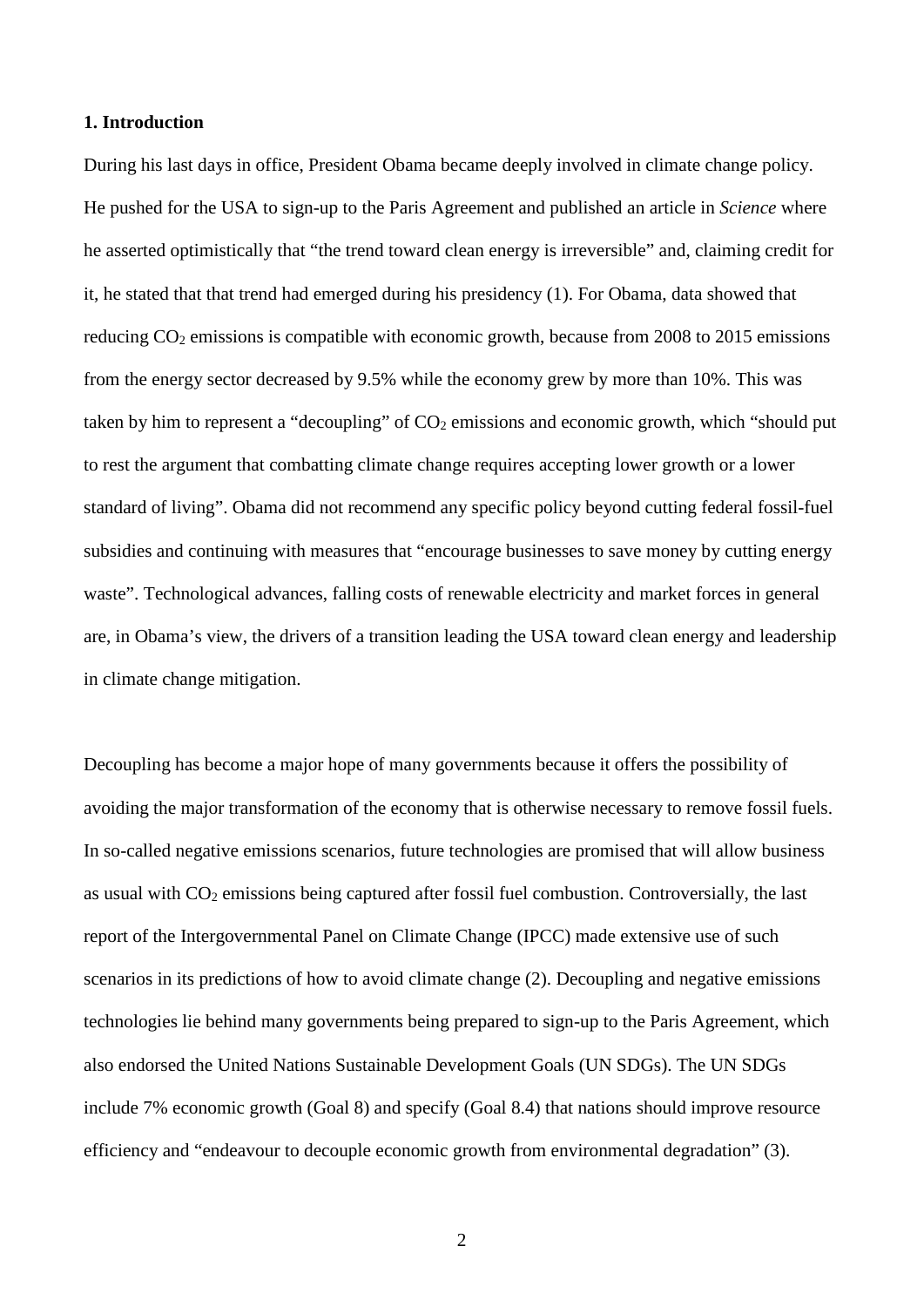## 1. Introduction

During his last days in office, President Obama became deeply involved in climate change policy. He pushed for the USA to sign-up to the Paris Agreement and published an article in *Science* where he asserted optimistically that "the trend toward clean energy is irreversible" and, claiming credit for it, he stated that that trend had emerged during his presidency (1). For Obama, data showed that reducing $CO_2$ emissions is compatible with economic growth, because from 2008 to 2015 emissions from the energy sector decreased by 9.5% while the economy grew by more than 10%. This was taken by him to represent a "decoupling" of $CO_2$ emissions and economic growth, which "should put to rest the argument that combatting climate change requires accepting lower growth or a lower standard of living". Obama did not recommend any specific policy beyond cutting federal fossil-fuel subsidies and continuing with measures that "encourage businesses to save money by cutting energy waste". Technological advances, falling costs of renewable electricity and market forces in general are, in Obama's view, the drivers of a transition leading the USA toward clean energy and leadership in climate change mitigation.

Decoupling has become a major hope of many governments because it offers the possibility of avoiding the major transformation of the economy that is otherwise necessary to remove fossil fuels. In so-called negative emissions scenarios, future technologies are promised that will allow business as usual with $CO_2$ emissions being captured after fossil fuel combustion. Controversially, the last report of the Intergovernmental Panel on Climate Change (IPCC) made extensive use of such scenarios in its predictions of how to avoid climate change (2). Decoupling and negative emissions technologies lie behind many governments being prepared to sign-up to the Paris Agreement, which also endorsed the United Nations Sustainable Development Goals (UN SDGs). The UN SDGs include 7% economic growth (Goal 8) and specify (Goal 8.4) that nations should improve resource efficiency and "endeavour to decouple economic growth from environmental degradation" (3).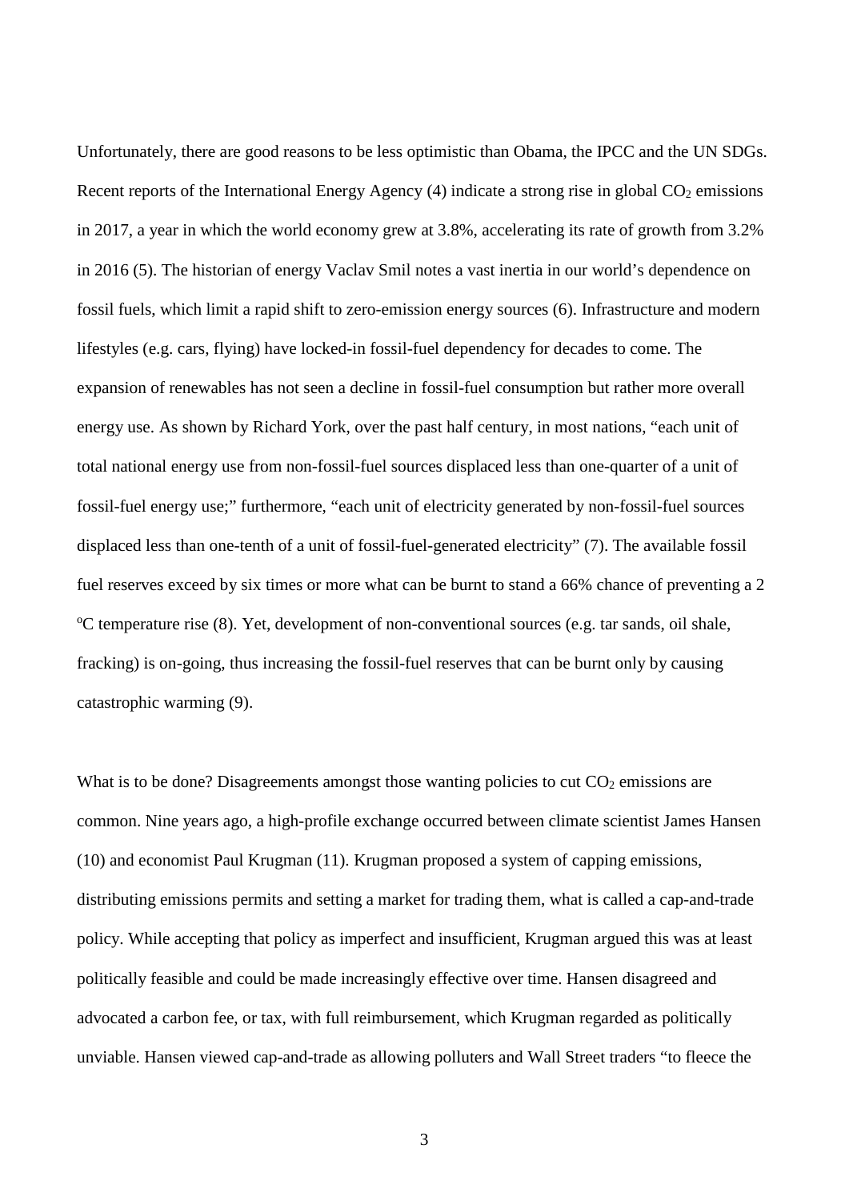Unfortunately, there are good reasons to be less optimistic than Obama, the IPCC and the UN SDGs. Recent reports of the International Energy Agency (4) indicate a strong rise in global $CO_2$ emissions in 2017, a year in which the world economy grew at 3.8%, accelerating its rate of growth from 3.2% in 2016 (5). The historian of energy Vaclav Smil notes a vast inertia in our world's dependence on fossil fuels, which limit a rapid shift to zero-emission energy sources (6). Infrastructure and modern lifestyles (e.g. cars, flying) have locked-in fossil-fuel dependency for decades to come. The expansion of renewables has not seen a decline in fossil-fuel consumption but rather more overall energy use. As shown by Richard York, over the past half century, in most nations, "each unit of total national energy use from non-fossil-fuel sources displaced less than one-quarter of a unit of fossil-fuel energy use;" furthermore, "each unit of electricity generated by non-fossil-fuel sources displaced less than one-tenth of a unit of fossil-fuel-generated electricity" (7). The available fossil fuel reserves exceed by six times or more what can be burnt to stand a 66% chance of preventing a 2 $^{o}$C temperature rise (8). Yet, development of non-conventional sources (e.g. tar sands, oil shale, fracking) is on-going, thus increasing the fossil-fuel reserves that can be burnt only by causing catastrophic warming (9).

What is to be done? Disagreements amongst those wanting policies to cut $CO_2$ emissions are common. Nine years ago, a high-profile exchange occurred between climate scientist James Hansen (10) and economist Paul Krugman (11). Krugman proposed a system of capping emissions, distributing emissions permits and setting a market for trading them, what is called a cap-and-trade policy. While accepting that policy as imperfect and insufficient, Krugman argued this was at least politically feasible and could be made increasingly effective over time. Hansen disagreed and advocated a carbon fee, or tax, with full reimbursement, which Krugman regarded as politically unviable. Hansen viewed cap-and-trade as allowing polluters and Wall Street traders "to fleece the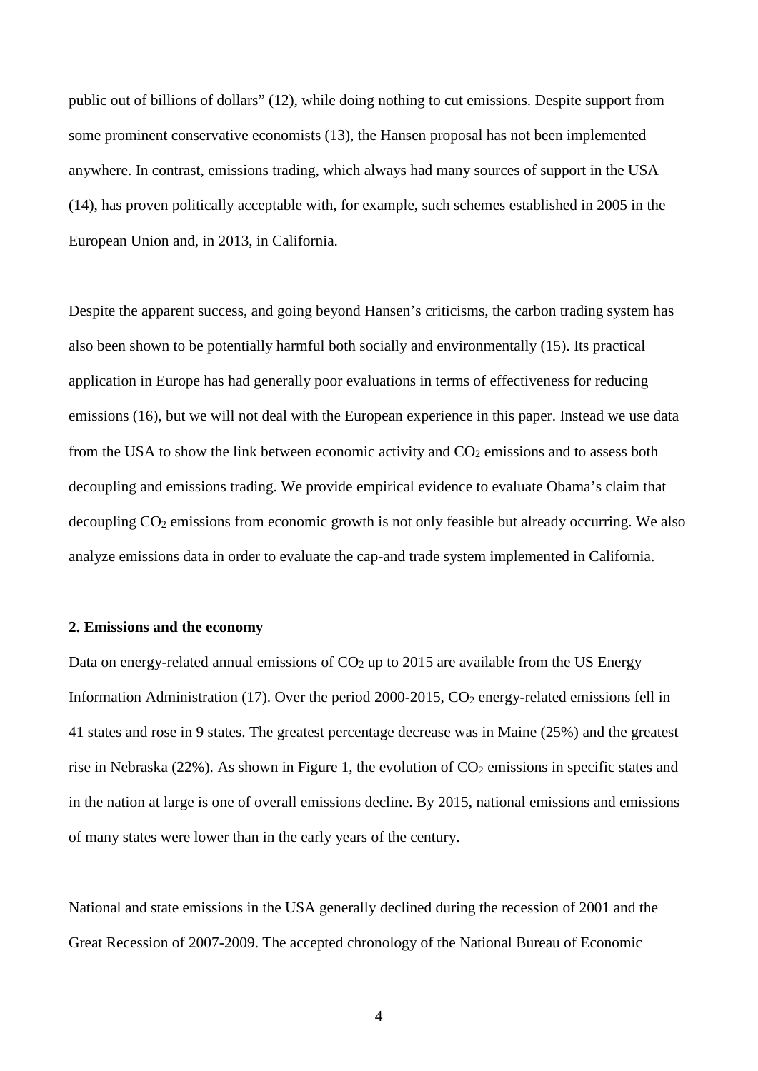public out of billions of dollars" (12), while doing nothing to cut emissions. Despite support from some prominent conservative economists (13), the Hansen proposal has not been implemented anywhere. In contrast, emissions trading, which always had many sources of support in the USA (14), has proven politically acceptable with, for example, such schemes established in 2005 in the European Union and, in 2013, in California.

Despite the apparent success, and going beyond Hansen's criticisms, the carbon trading system has also been shown to be potentially harmful both socially and environmentally (15). Its practical application in Europe has had generally poor evaluations in terms of effectiveness for reducing emissions (16), but we will not deal with the European experience in this paper. Instead we use data from the USA to show the link between economic activity and $CO_2$ emissions and to assess both decoupling and emissions trading. We provide empirical evidence to evaluate Obama's claim that decoupling $CO_2$ emissions from economic growth is not only feasible but already occurring. We also analyze emissions data in order to evaluate the cap-and trade system implemented in California.

## 2. Emissions and the economy

Data on energy-related annual emissions of $CO_2$ up to 2015 are available from the US Energy Information Administration (17). Over the period 2000-2015, $CO_2$ energy-related emissions fell in 41 states and rose in 9 states. The greatest percentage decrease was in Maine (25%) and the greatest rise in Nebraska (22%). As shown in Figure 1, the evolution of $CO_2$ emissions in specific states and in the nation at large is one of overall emissions decline. By 2015, national emissions and emissions of many states were lower than in the early years of the century.

National and state emissions in the USA generally declined during the recession of 2001 and the Great Recession of 2007-2009. The accepted chronology of the National Bureau of Economic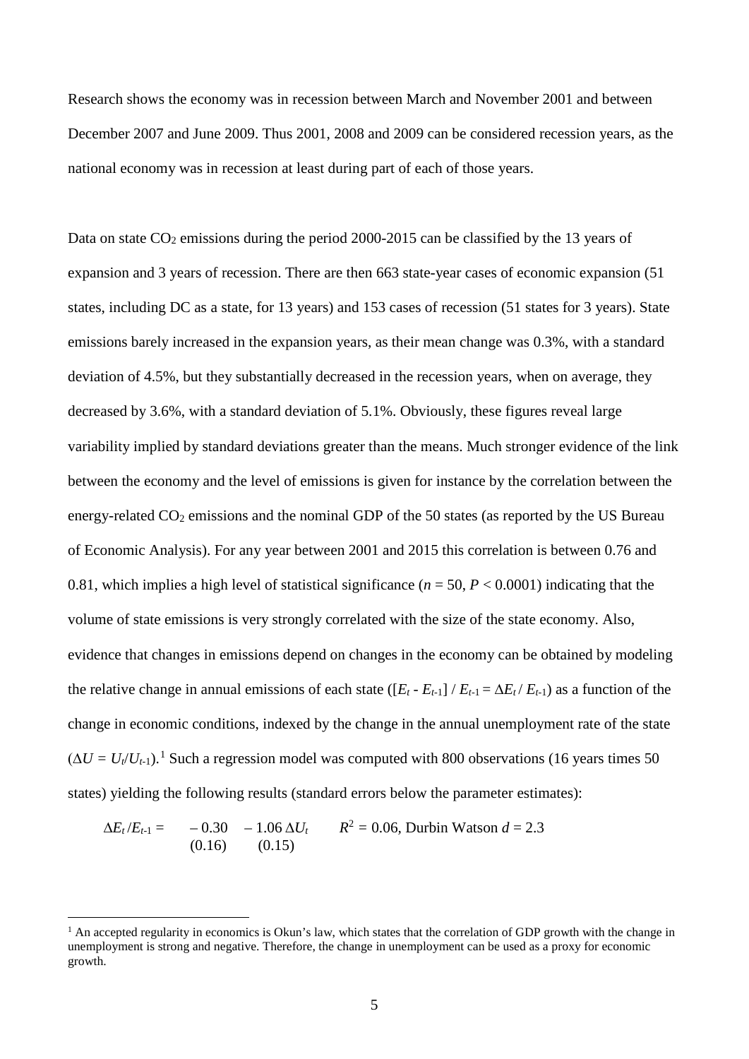Research shows the economy was in recession between March and November 2001 and between December 2007 and June 2009. Thus 2001, 2008 and 2009 can be considered recession years, as the national economy was in recession at least during part of each of those years.

Data on state $CO_2$ emissions during the period 2000-2015 can be classified by the 13 years of expansion and 3 years of recession. There are then 663 state-year cases of economic expansion (51 states, including DC as a state, for 13 years) and 153 cases of recession (51 states for 3 years). State emissions barely increased in the expansion years, as their mean change was 0.3%, with a standard deviation of 4.5%, but they substantially decreased in the recession years, when on average, they decreased by 3.6%, with a standard deviation of 5.1%. Obviously, these figures reveal large variability implied by standard deviations greater than the means. Much stronger evidence of the link between the economy and the level of emissions is given for instance by the correlation between the energy-related $CO_2$ emissions and the nominal GDP of the 50 states (as reported by the US Bureau of Economic Analysis). For any year between 2001 and 2015 this correlation is between 0.76 and 0.81, which implies a high level of statistical significance ($n = 50$, $P < 0.0001$) indicating that the volume of state emissions is very strongly correlated with the size of the state economy. Also, evidence that changes in emissions depend on changes in the economy can be obtained by modeling the relative change in annual emissions of each state ($[E_t - E_{t-1}] / E_{t-1} = \Delta E_t / E_{t-1}$) as a function of the change in economic conditions, indexed by the change in the annual unemployment rate of the state ($\Delta U = U_t/U_{t-1}$).[1] Such a regression model was computed with 800 observations (16 years times 50 states) yielding the following results (standard errors below the parameter estimates):

$$\Delta E_t / E_{t-1} = \underset{(0.16)}{-0.30} \; \underset{(0.15)}{-1.06\,\Delta U_t} \qquad R^2 = 0.06,\ \text{Durbin Watson } d = 2.3$$

[1] An accepted regularity in economics is Okun's law, which states that the correlation of GDP growth with the change in unemployment is strong and negative. Therefore, the change in unemployment can be used as a proxy for economic growth.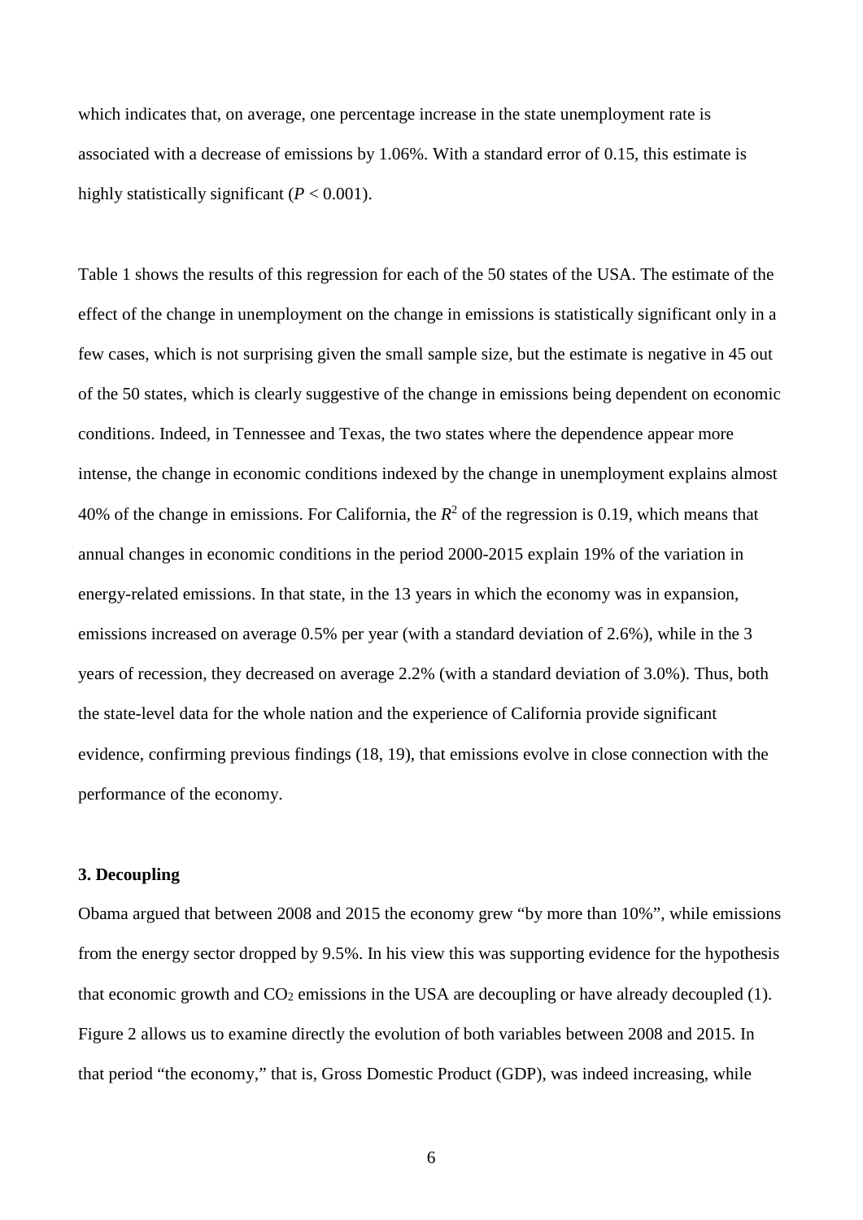which indicates that, on average, one percentage increase in the state unemployment rate is associated with a decrease of emissions by 1.06%. With a standard error of 0.15, this estimate is highly statistically significant ($P < 0.001$).

Table 1 shows the results of this regression for each of the 50 states of the USA. The estimate of the effect of the change in unemployment on the change in emissions is statistically significant only in a few cases, which is not surprising given the small sample size, but the estimate is negative in 45 out of the 50 states, which is clearly suggestive of the change in emissions being dependent on economic conditions. Indeed, in Tennessee and Texas, the two states where the dependence appear more intense, the change in economic conditions indexed by the change in unemployment explains almost 40% of the change in emissions. For California, the $R^2$ of the regression is 0.19, which means that annual changes in economic conditions in the period 2000-2015 explain 19% of the variation in energy-related emissions. In that state, in the 13 years in which the economy was in expansion, emissions increased on average 0.5% per year (with a standard deviation of 2.6%), while in the 3 years of recession, they decreased on average 2.2% (with a standard deviation of 3.0%). Thus, both the state-level data for the whole nation and the experience of California provide significant evidence, confirming previous findings (18, 19), that emissions evolve in close connection with the performance of the economy.

### 3. Decoupling

Obama argued that between 2008 and 2015 the economy grew "by more than 10%", while emissions from the energy sector dropped by 9.5%. In his view this was supporting evidence for the hypothesis that economic growth and $CO_2$ emissions in the USA are decoupling or have already decoupled (1). Figure 2 allows us to examine directly the evolution of both variables between 2008 and 2015. In that period "the economy," that is, Gross Domestic Product (GDP), was indeed increasing, while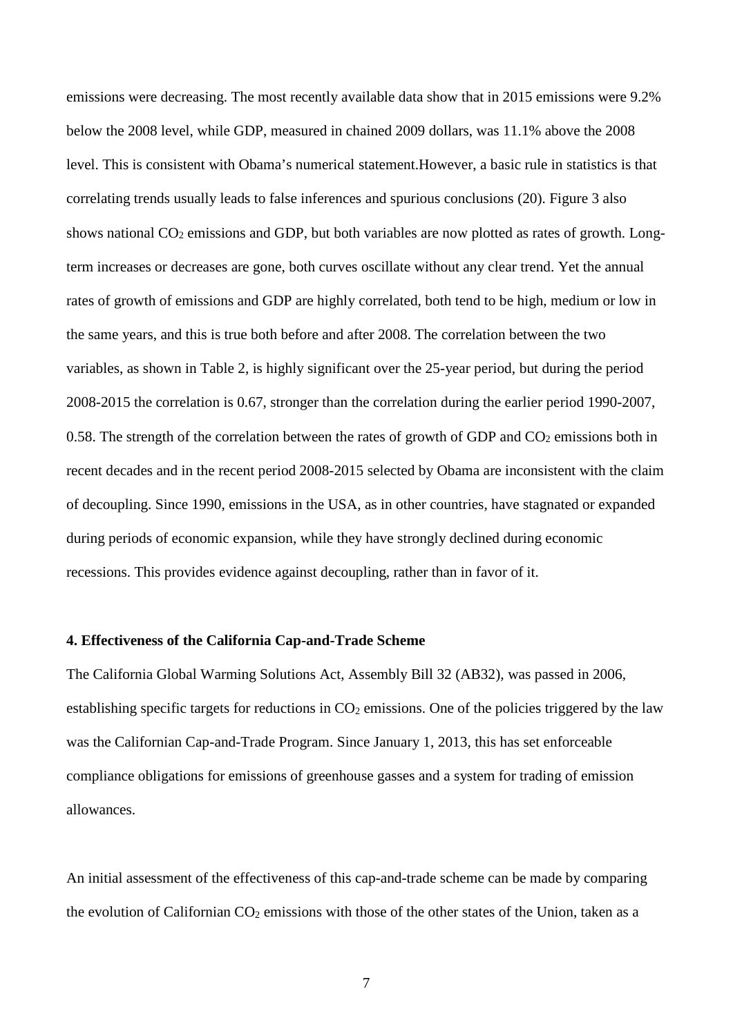emissions were decreasing. The most recently available data show that in 2015 emissions were 9.2% below the 2008 level, while GDP, measured in chained 2009 dollars, was 11.1% above the 2008 level. This is consistent with Obama's numerical statement.However, a basic rule in statistics is that correlating trends usually leads to false inferences and spurious conclusions (20). Figure 3 also shows national $CO_2$ emissions and GDP, but both variables are now plotted as rates of growth. Long-term increases or decreases are gone, both curves oscillate without any clear trend. Yet the annual rates of growth of emissions and GDP are highly correlated, both tend to be high, medium or low in the same years, and this is true both before and after 2008. The correlation between the two variables, as shown in Table 2, is highly significant over the 25-year period, but during the period 2008-2015 the correlation is 0.67, stronger than the correlation during the earlier period 1990-2007, 0.58. The strength of the correlation between the rates of growth of GDP and $CO_2$ emissions both in recent decades and in the recent period 2008-2015 selected by Obama are inconsistent with the claim of decoupling. Since 1990, emissions in the USA, as in other countries, have stagnated or expanded during periods of economic expansion, while they have strongly declined during economic recessions. This provides evidence against decoupling, rather than in favor of it.

**4. Effectiveness of the California Cap-and-Trade Scheme**

The California Global Warming Solutions Act, Assembly Bill 32 (AB32), was passed in 2006, establishing specific targets for reductions in $CO_2$ emissions. One of the policies triggered by the law was the Californian Cap-and-Trade Program. Since January 1, 2013, this has set enforceable compliance obligations for emissions of greenhouse gasses and a system for trading of emission allowances.

An initial assessment of the effectiveness of this cap-and-trade scheme can be made by comparing the evolution of Californian $CO_2$ emissions with those of the other states of the Union, taken as a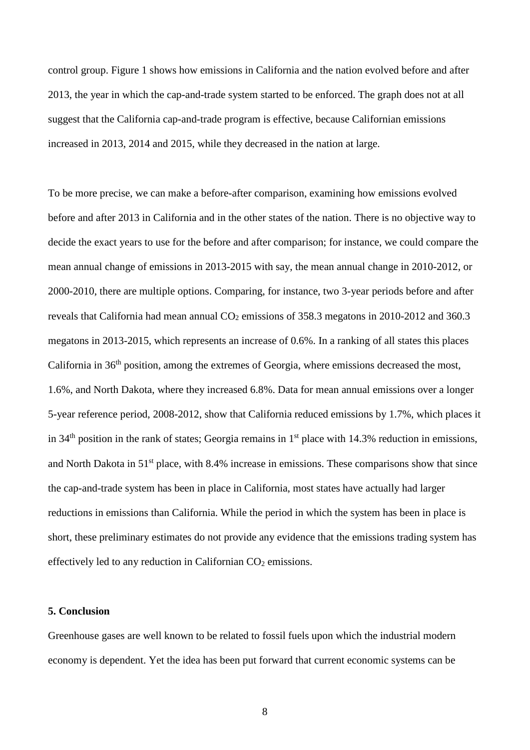control group. Figure 1 shows how emissions in California and the nation evolved before and after 2013, the year in which the cap-and-trade system started to be enforced. The graph does not at all suggest that the California cap-and-trade program is effective, because Californian emissions increased in 2013, 2014 and 2015, while they decreased in the nation at large.

To be more precise, we can make a before-after comparison, examining how emissions evolved before and after 2013 in California and in the other states of the nation. There is no objective way to decide the exact years to use for the before and after comparison; for instance, we could compare the mean annual change of emissions in 2013-2015 with say, the mean annual change in 2010-2012, or 2000-2010, there are multiple options. Comparing, for instance, two 3-year periods before and after reveals that California had mean annual $CO_2$ emissions of 358.3 megatons in 2010-2012 and 360.3 megatons in 2013-2015, which represents an increase of 0.6%. In a ranking of all states this places California in 36th position, among the extremes of Georgia, where emissions decreased the most, 1.6%, and North Dakota, where they increased 6.8%. Data for mean annual emissions over a longer 5-year reference period, 2008-2012, show that California reduced emissions by 1.7%, which places it in 34th position in the rank of states; Georgia remains in 1st place with 14.3% reduction in emissions, and North Dakota in 51st place, with 8.4% increase in emissions. These comparisons show that since the cap-and-trade system has been in place in California, most states have actually had larger reductions in emissions than California. While the period in which the system has been in place is short, these preliminary estimates do not provide any evidence that the emissions trading system has effectively led to any reduction in Californian $CO_2$ emissions.

## 5. Conclusion

Greenhouse gases are well known to be related to fossil fuels upon which the industrial modern economy is dependent. Yet the idea has been put forward that current economic systems can be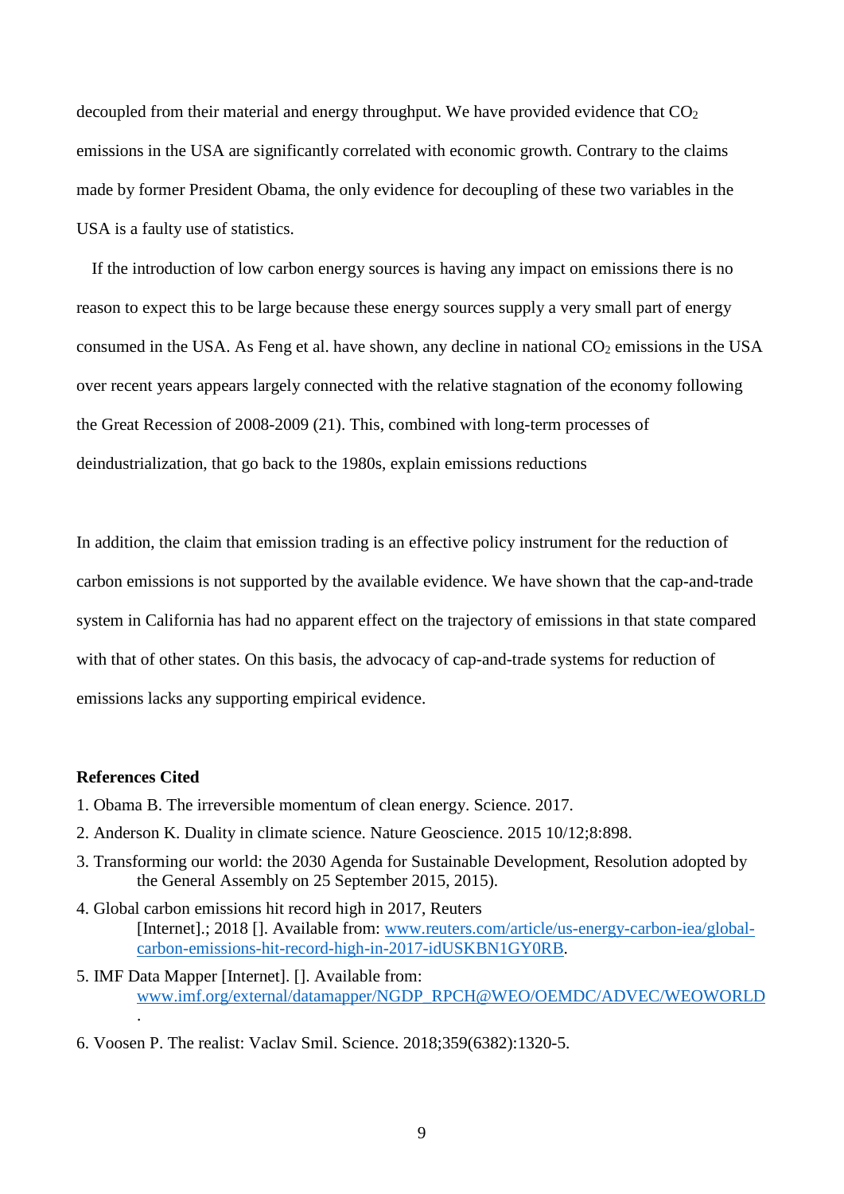decoupled from their material and energy throughput. We have provided evidence that $CO_2$ emissions in the USA are significantly correlated with economic growth. Contrary to the claims made by former President Obama, the only evidence for decoupling of these two variables in the USA is a faulty use of statistics.

If the introduction of low carbon energy sources is having any impact on emissions there is no reason to expect this to be large because these energy sources supply a very small part of energy consumed in the USA. As Feng et al. have shown, any decline in national $CO_2$ emissions in the USA over recent years appears largely connected with the relative stagnation of the economy following the Great Recession of 2008-2009 (21). This, combined with long-term processes of deindustrialization, that go back to the 1980s, explain emissions reductions

In addition, the claim that emission trading is an effective policy instrument for the reduction of carbon emissions is not supported by the available evidence. We have shown that the cap-and-trade system in California has had no apparent effect on the trajectory of emissions in that state compared with that of other states. On this basis, the advocacy of cap-and-trade systems for reduction of emissions lacks any supporting empirical evidence.

**References Cited**

1. Obama B. The irreversible momentum of clean energy. Science. 2017.
2. Anderson K. Duality in climate science. Nature Geoscience. 2015 10/12;8:898.
3. Transforming our world: the 2030 Agenda for Sustainable Development, Resolution adopted by the General Assembly on 25 September 2015, 2015).
4. Global carbon emissions hit record high in 2017, Reuters [Internet].; 2018 []. Available from: www.reuters.com/article/us-energy-carbon-iea/global-carbon-emissions-hit-record-high-in-2017-idUSKBN1GY0RB.
5. IMF Data Mapper [Internet]. []. Available from: www.imf.org/external/datamapper/NGDP_RPCH@WEO/OEMDC/ADVEC/WEOWORLD.
6. Voosen P. The realist: Vaclav Smil. Science. 2018;359(6382):1320-5.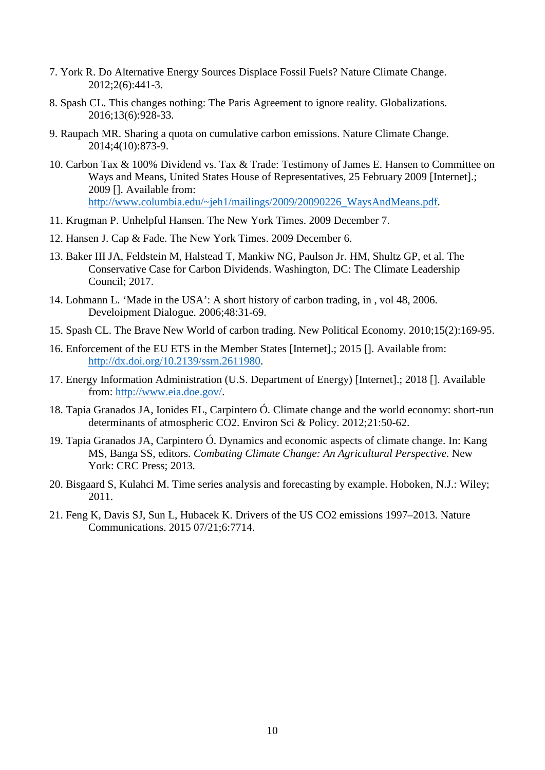7. York R. Do Alternative Energy Sources Displace Fossil Fuels? Nature Climate Change. 2012;2(6):441-3.

8. Spash CL. This changes nothing: The Paris Agreement to ignore reality. Globalizations. 2016;13(6):928-33.

9. Raupach MR. Sharing a quota on cumulative carbon emissions. Nature Climate Change. 2014;4(10):873-9.

10. Carbon Tax & 100% Dividend vs. Tax & Trade: Testimony of James E. Hansen to Committee on Ways and Means, United States House of Representatives, 25 February 2009 [Internet].; 2009 []. Available from: http://www.columbia.edu/~jeh1/mailings/2009/20090226_WaysAndMeans.pdf.

11. Krugman P. Unhelpful Hansen. The New York Times. 2009 December 7.

12. Hansen J. Cap & Fade. The New York Times. 2009 December 6.

13. Baker III JA, Feldstein M, Halstead T, Mankiw NG, Paulson Jr. HM, Shultz GP, et al. The Conservative Case for Carbon Dividends. Washington, DC: The Climate Leadership Council; 2017.

14. Lohmann L. 'Made in the USA': A short history of carbon trading, in , vol 48, 2006. Develoipment Dialogue. 2006;48:31-69.

15. Spash CL. The Brave New World of carbon trading. New Political Economy. 2010;15(2):169-95.

16. Enforcement of the EU ETS in the Member States [Internet].; 2015 []. Available from: http://dx.doi.org/10.2139/ssrn.2611980.

17. Energy Information Administration (U.S. Department of Energy) [Internet].; 2018 []. Available from: http://www.eia.doe.gov/.

18. Tapia Granados JA, Ionides EL, Carpintero Ó. Climate change and the world economy: short-run determinants of atmospheric CO2. Environ Sci & Policy. 2012;21:50-62.

19. Tapia Granados JA, Carpintero Ó. Dynamics and economic aspects of climate change. In: Kang MS, Banga SS, editors. *Combating Climate Change: An Agricultural Perspective*. New York: CRC Press; 2013.

20. Bisgaard S, Kulahci M. Time series analysis and forecasting by example. Hoboken, N.J.: Wiley; 2011.

21. Feng K, Davis SJ, Sun L, Hubacek K. Drivers of the US CO2 emissions 1997–2013. Nature Communications. 2015 07/21;6:7714.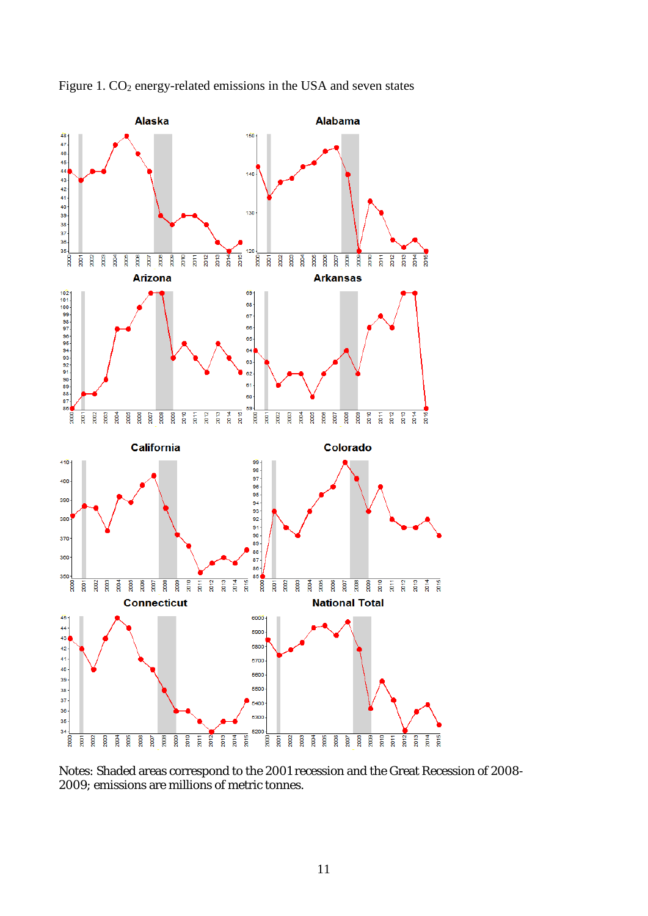Figure 1. $CO_2$ energy-related emissions in the USA and seven states

Notes: Shaded areas correspond to the 2001 recession and the Great Recession of 2008-2009; emissions are millions of metric tonnes.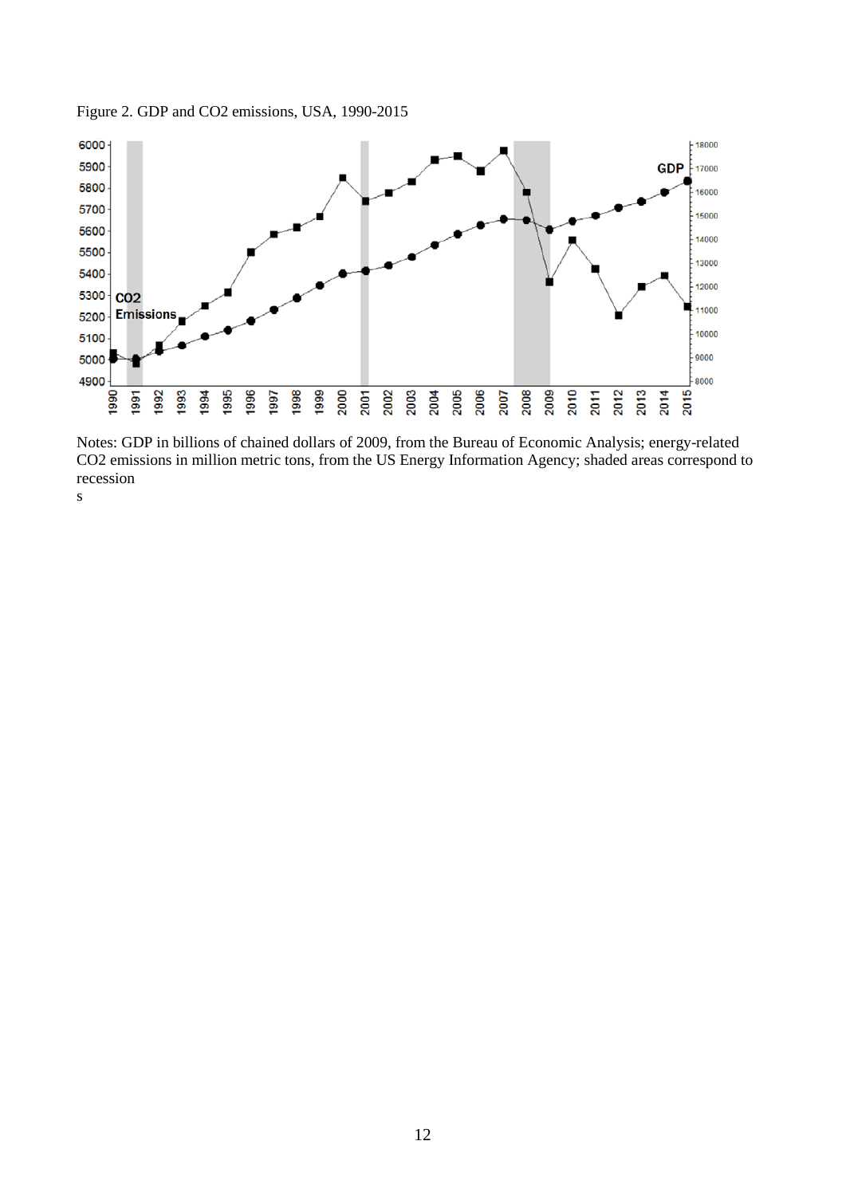Figure 2. GDP and $CO_2$ emissions, USA, 1990-2015

Notes: GDP in billions of chained dollars of 2009, from the Bureau of Economic Analysis; energy-related $CO_2$ emissions in million metric tons, from the US Energy Information Agency; shaded areas correspond to recession
s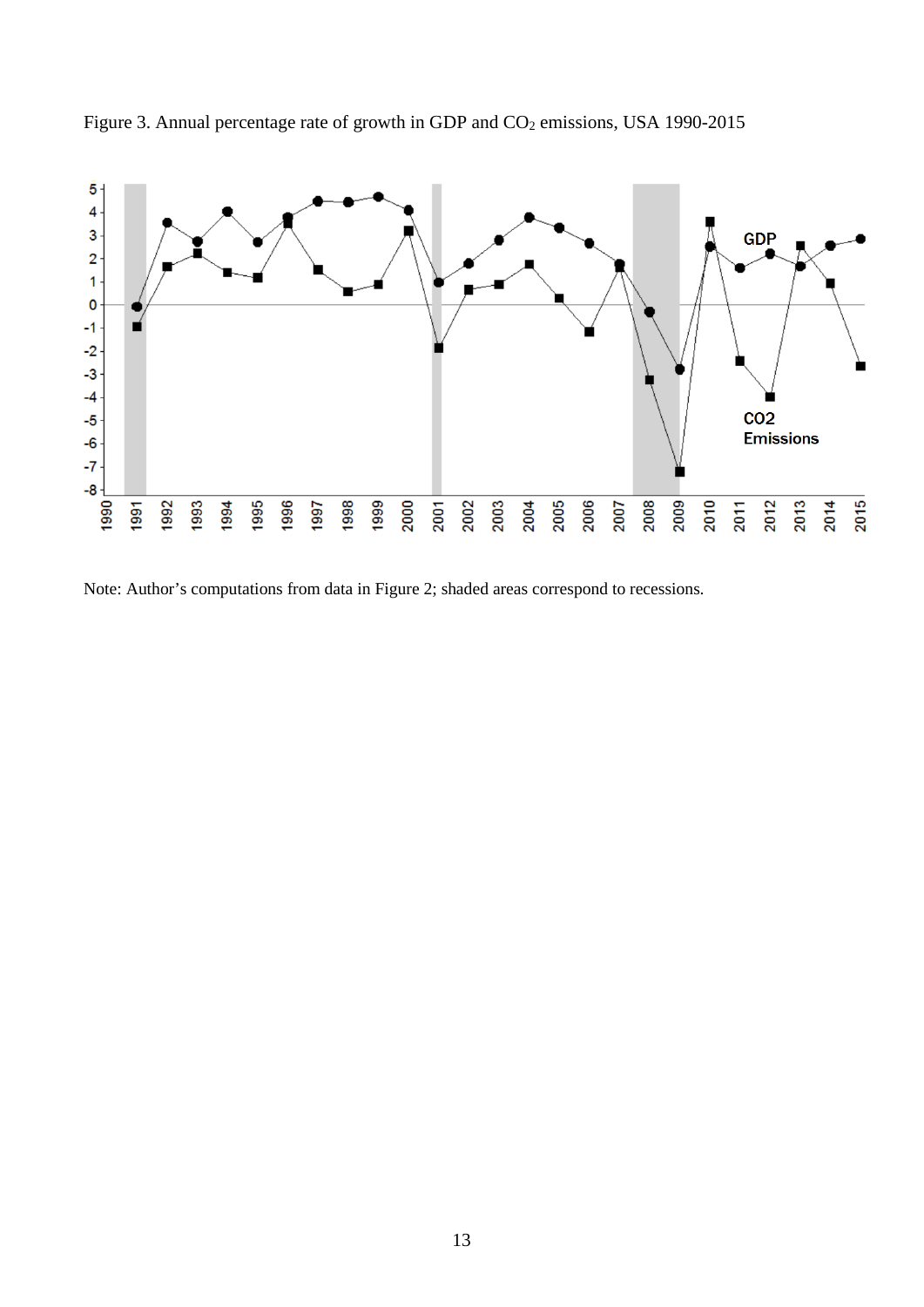Figure 3. Annual percentage rate of growth in GDP and $CO_2$ emissions, USA 1990-2015

Note: Author's computations from data in Figure 2; shaded areas correspond to recessions.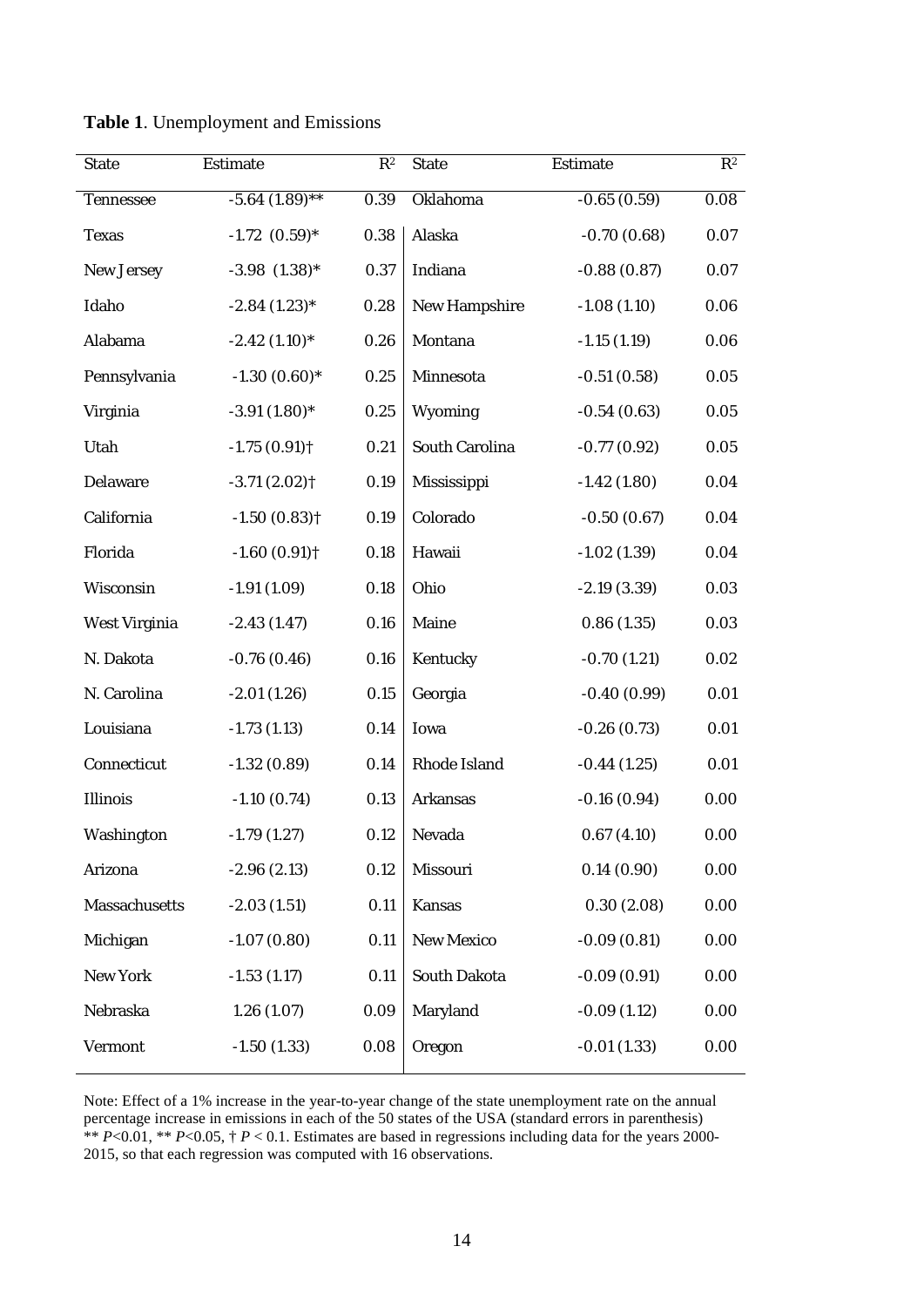**Table 1**. Unemployment and Emissions

| State | Estimate | $R^2$ | State | Estimate | $R^2$ |
|---|---|---|---|---|---|
| Tennessee | -5.64 (1.89)** | 0.39 | Oklahoma | -0.65 (0.59) | 0.08 |
| Texas | -1.72 (0.59)* | 0.38 | Alaska | -0.70 (0.68) | 0.07 |
| New Jersey | -3.98 (1.38)* | 0.37 | Indiana | -0.88 (0.87) | 0.07 |
| Idaho | -2.84 (1.23)* | 0.28 | New Hampshire | -1.08 (1.10) | 0.06 |
| Alabama | -2.42 (1.10)* | 0.26 | Montana | -1.15 (1.19) | 0.06 |
| Pennsylvania | -1.30 (0.60)* | 0.25 | Minnesota | -0.51 (0.58) | 0.05 |
| Virginia | -3.91 (1.80)* | 0.25 | Wyoming | -0.54 (0.63) | 0.05 |
| Utah | -1.75 (0.91)† | 0.21 | South Carolina | -0.77 (0.92) | 0.05 |
| Delaware | -3.71 (2.02)† | 0.19 | Mississippi | -1.42 (1.80) | 0.04 |
| California | -1.50 (0.83)† | 0.19 | Colorado | -0.50 (0.67) | 0.04 |
| Florida | -1.60 (0.91)† | 0.18 | Hawaii | -1.02 (1.39) | 0.04 |
| Wisconsin | -1.91 (1.09) | 0.18 | Ohio | -2.19 (3.39) | 0.03 |
| West Virginia | -2.43 (1.47) | 0.16 | Maine | 0.86 (1.35) | 0.03 |
| N. Dakota | -0.76 (0.46) | 0.16 | Kentucky | -0.70 (1.21) | 0.02 |
| N. Carolina | -2.01 (1.26) | 0.15 | Georgia | -0.40 (0.99) | 0.01 |
| Louisiana | -1.73 (1.13) | 0.14 | Iowa | -0.26 (0.73) | 0.01 |
| Connecticut | -1.32 (0.89) | 0.14 | Rhode Island | -0.44 (1.25) | 0.01 |
| Illinois | -1.10 (0.74) | 0.13 | Arkansas | -0.16 (0.94) | 0.00 |
| Washington | -1.79 (1.27) | 0.12 | Nevada | 0.67 (4.10) | 0.00 |
| Arizona | -2.96 (2.13) | 0.12 | Missouri | 0.14 (0.90) | 0.00 |
| Massachusetts | -2.03 (1.51) | 0.11 | Kansas | 0.30 (2.08) | 0.00 |
| Michigan | -1.07 (0.80) | 0.11 | New Mexico | -0.09 (0.81) | 0.00 |
| New York | -1.53 (1.17) | 0.11 | South Dakota | -0.09 (0.91) | 0.00 |
| Nebraska | 1.26 (1.07) | 0.09 | Maryland | -0.09 (1.12) | 0.00 |
| Vermont | -1.50 (1.33) | 0.08 | Oregon | -0.01 (1.33) | 0.00 |

Note: Effect of a 1% increase in the year-to-year change of the state unemployment rate on the annual percentage increase in emissions in each of the 50 states of the USA (standard errors in parenthesis) ** $P<0.01$, ** $P<0.05$, † $P < 0.1$. Estimates are based in regressions including data for the years 2000-2015, so that each regression was computed with 16 observations.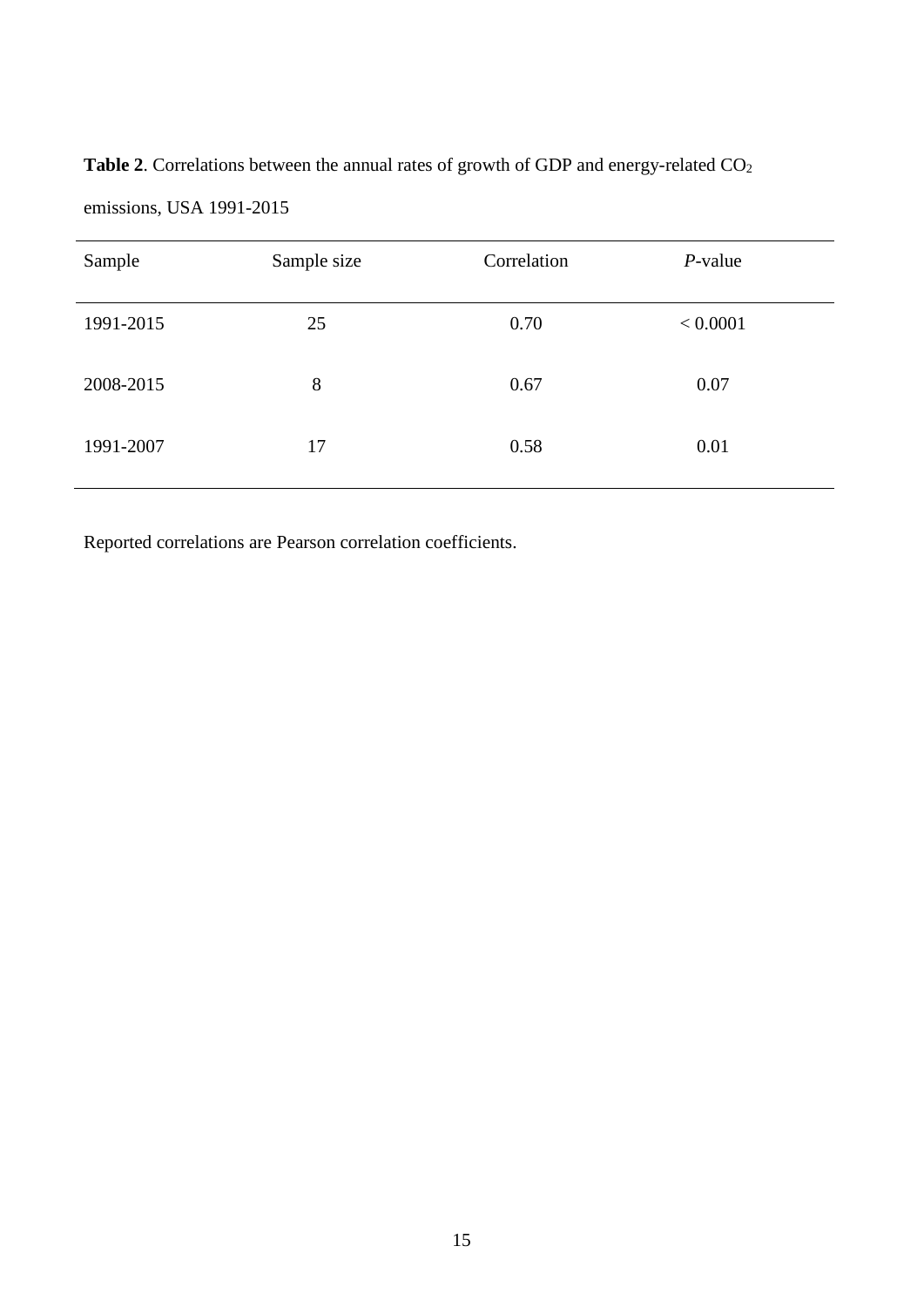**Table 2**. Correlations between the annual rates of growth of GDP and energy-related $CO_2$ emissions, USA 1991-2015

| Sample | Sample size | Correlation | *P*-value |
|---|---|---|---|
| 1991-2015 | 25 | 0.70 | < 0.0001 |
| 2008-2015 | 8 | 0.67 | 0.07 |
| 1991-2007 | 17 | 0.58 | 0.01 |

Reported correlations are Pearson correlation coefficients.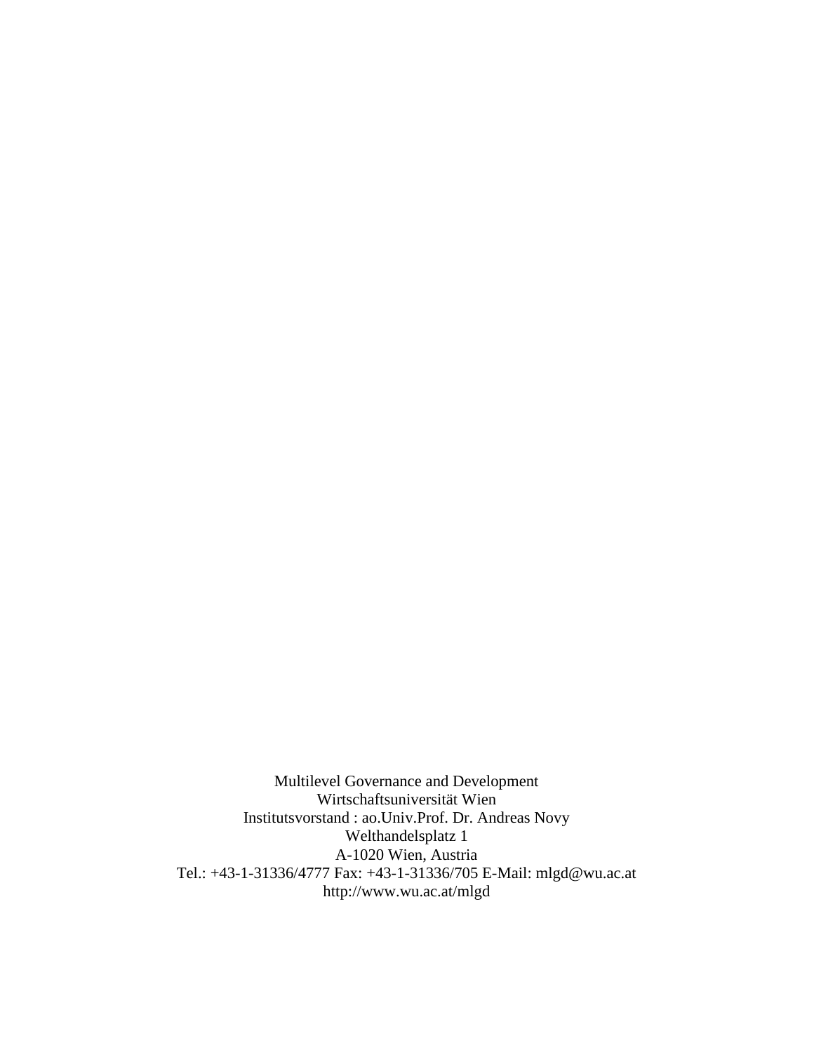Multilevel Governance and Development
Wirtschaftsuniversität Wien
Institutsvorstand : ao.Univ.Prof. Dr. Andreas Novy
Welthandelsplatz 1
A-1020 Wien, Austria
Tel.: +43-1-31336/4777 Fax: +43-1-31336/705 E-Mail: mlgd@wu.ac.at
http://www.wu.ac.at/mlgd